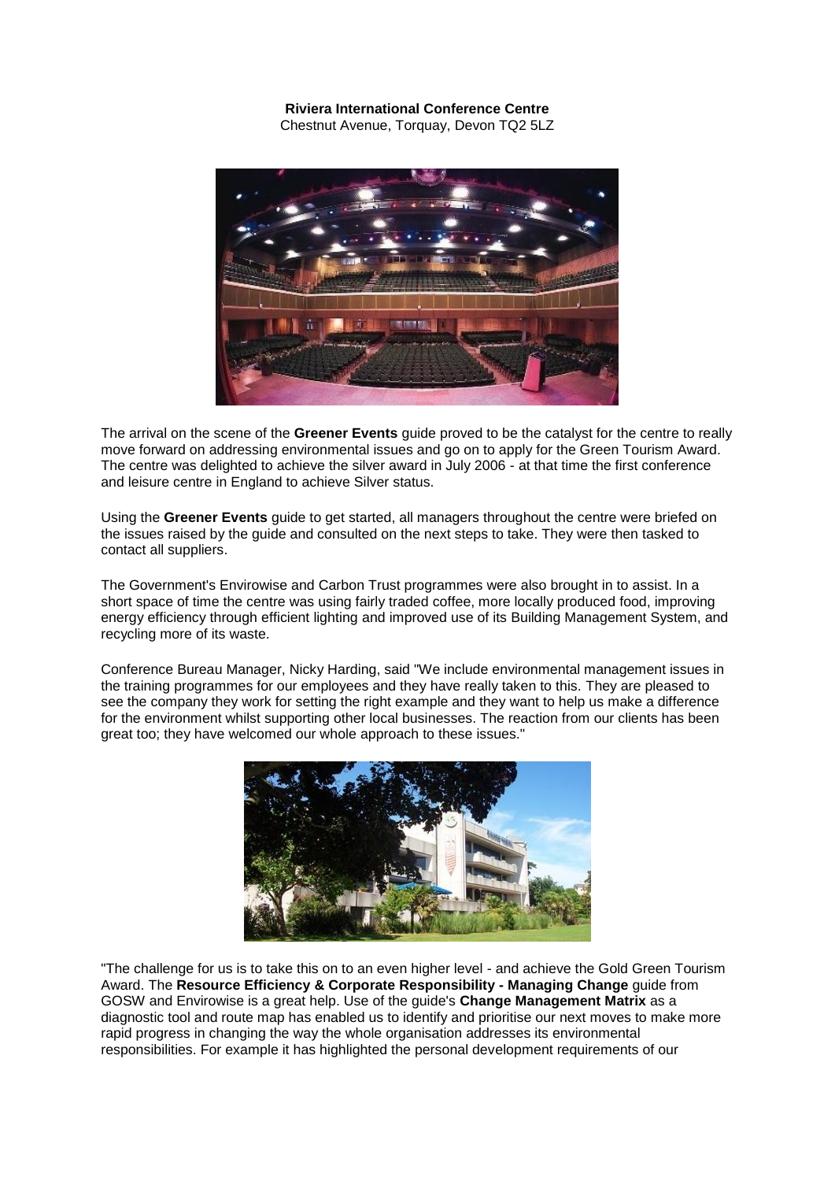**Riviera International Conference Centre**
Chestnut Avenue, Torquay, Devon TQ2 5LZ

The arrival on the scene of the **Greener Events** guide proved to be the catalyst for the centre to really move forward on addressing environmental issues and go on to apply for the Green Tourism Award. The centre was delighted to achieve the silver award in July 2006 - at that time the first conference and leisure centre in England to achieve Silver status.

Using the **Greener Events** guide to get started, all managers throughout the centre were briefed on the issues raised by the guide and consulted on the next steps to take. They were then tasked to contact all suppliers.

The Government's Envirowise and Carbon Trust programmes were also brought in to assist. In a short space of time the centre was using fairly traded coffee, more locally produced food, improving energy efficiency through efficient lighting and improved use of its Building Management System, and recycling more of its waste.

Conference Bureau Manager, Nicky Harding, said "We include environmental management issues in the training programmes for our employees and they have really taken to this. They are pleased to see the company they work for setting the right example and they want to help us make a difference for the environment whilst supporting other local businesses. The reaction from our clients has been great too; they have welcomed our whole approach to these issues."

"The challenge for us is to take this on to an even higher level - and achieve the Gold Green Tourism Award. The **Resource Efficiency & Corporate Responsibility - Managing Change** guide from GOSW and Envirowise is a great help. Use of the guide's **Change Management Matrix** as a diagnostic tool and route map has enabled us to identify and prioritise our next moves to make more rapid progress in changing the way the whole organisation addresses its environmental responsibilities. For example it has highlighted the personal development requirements of our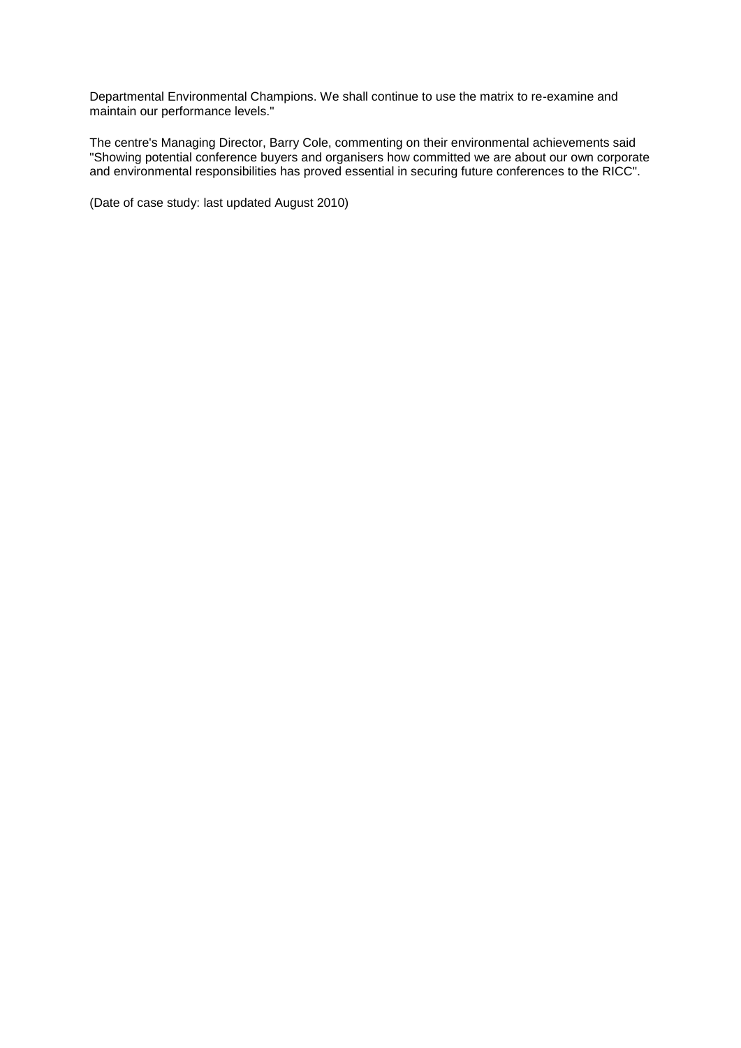Departmental Environmental Champions. We shall continue to use the matrix to re-examine and maintain our performance levels."

The centre's Managing Director, Barry Cole, commenting on their environmental achievements said "Showing potential conference buyers and organisers how committed we are about our own corporate and environmental responsibilities has proved essential in securing future conferences to the RICC".

(Date of case study: last updated August 2010)